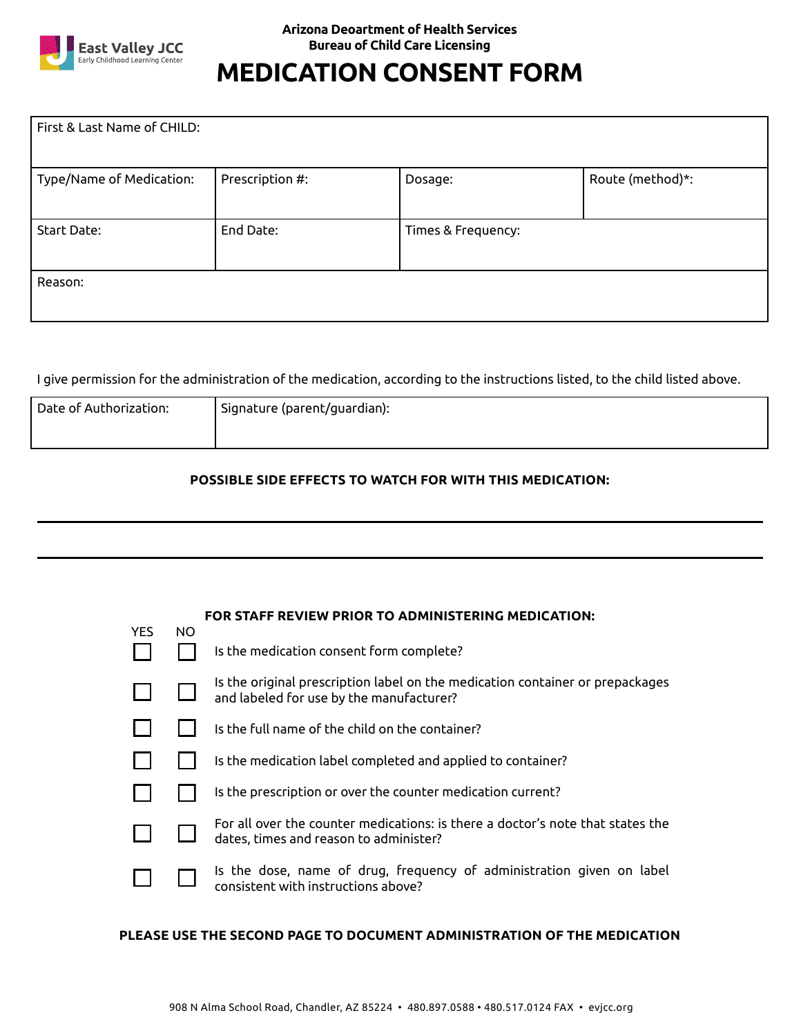East Valley JCC
Early Childhood Learning Center

**Arizona Deoartment of Health Services**
**Bureau of Child Care Licensing**

# MEDICATION CONSENT FORM

| First & Last Name of CHILD: | | | |
|---|---|---|---|
| Type/Name of Medication: | Prescription #: | Dosage: | Route (method)*: |
| Start Date: | End Date: | Times & Frequency: | |
| Reason: | | | |

I give permission for the administration of the medication, according to the instructions listed, to the child listed above.

| Date of Authorization: | Signature (parent/guardian): |
|---|---|
| | |

**POSSIBLE SIDE EFFECTS TO WATCH FOR WITH THIS MEDICATION:**

______________________________________________________________________

______________________________________________________________________

**FOR STAFF REVIEW PRIOR TO ADMINISTERING MEDICATION:**

| YES | NO | |
|---|---|---|
| ☐ | ☐ | Is the medication consent form complete? |
| ☐ | ☐ | Is the original prescription label on the medication container or prepackages and labeled for use by the manufacturer? |
| ☐ | ☐ | Is the full name of the child on the container? |
| ☐ | ☐ | Is the medication label completed and applied to container? |
| ☐ | ☐ | Is the prescription or over the counter medication current? |
| ☐ | ☐ | For all over the counter medications: is there a doctor's note that states the dates, times and reason to administer? |
| ☐ | ☐ | Is the dose, name of drug, frequency of administration given on label consistent with instructions above? |

**PLEASE USE THE SECOND PAGE TO DOCUMENT ADMINISTRATION OF THE MEDICATION**

908 N Alma School Road, Chandler, AZ 85224 • 480.897.0588 • 480.517.0124 FAX • evjcc.org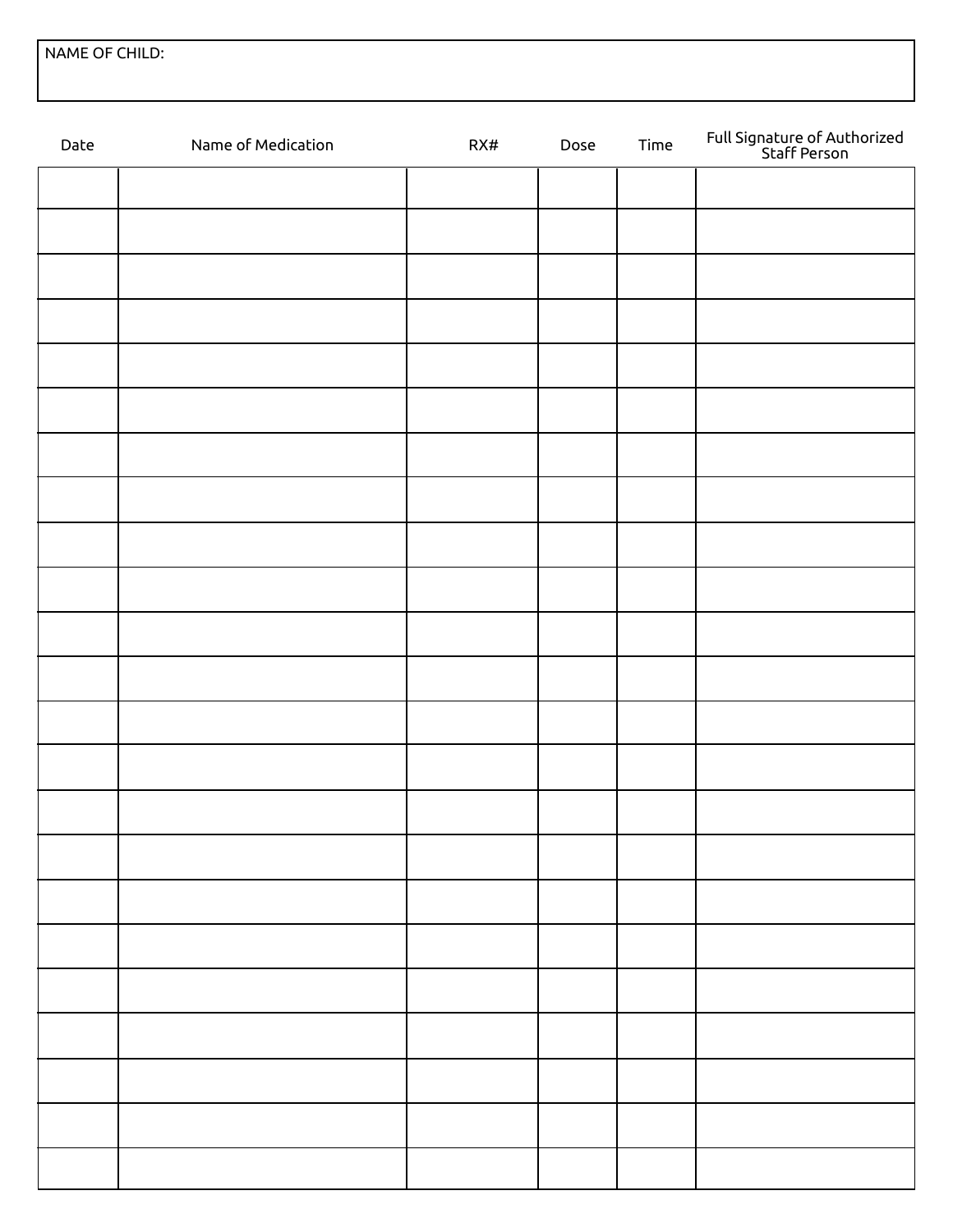NAME OF CHILD:

| Date | Name of Medication | RX# | Dose | Time | Full Signature of Authorized Staff Person |
|---|---|---|---|---|---|
| | | | | | |
| | | | | | |
| | | | | | |
| | | | | | |
| | | | | | |
| | | | | | |
| | | | | | |
| | | | | | |
| | | | | | |
| | | | | | |
| | | | | | |
| | | | | | |
| | | | | | |
| | | | | | |
| | | | | | |
| | | | | | |
| | | | | | |
| | | | | | |
| | | | | | |
| | | | | | |
| | | | | | |
| | | | | | |
| | | | | | |